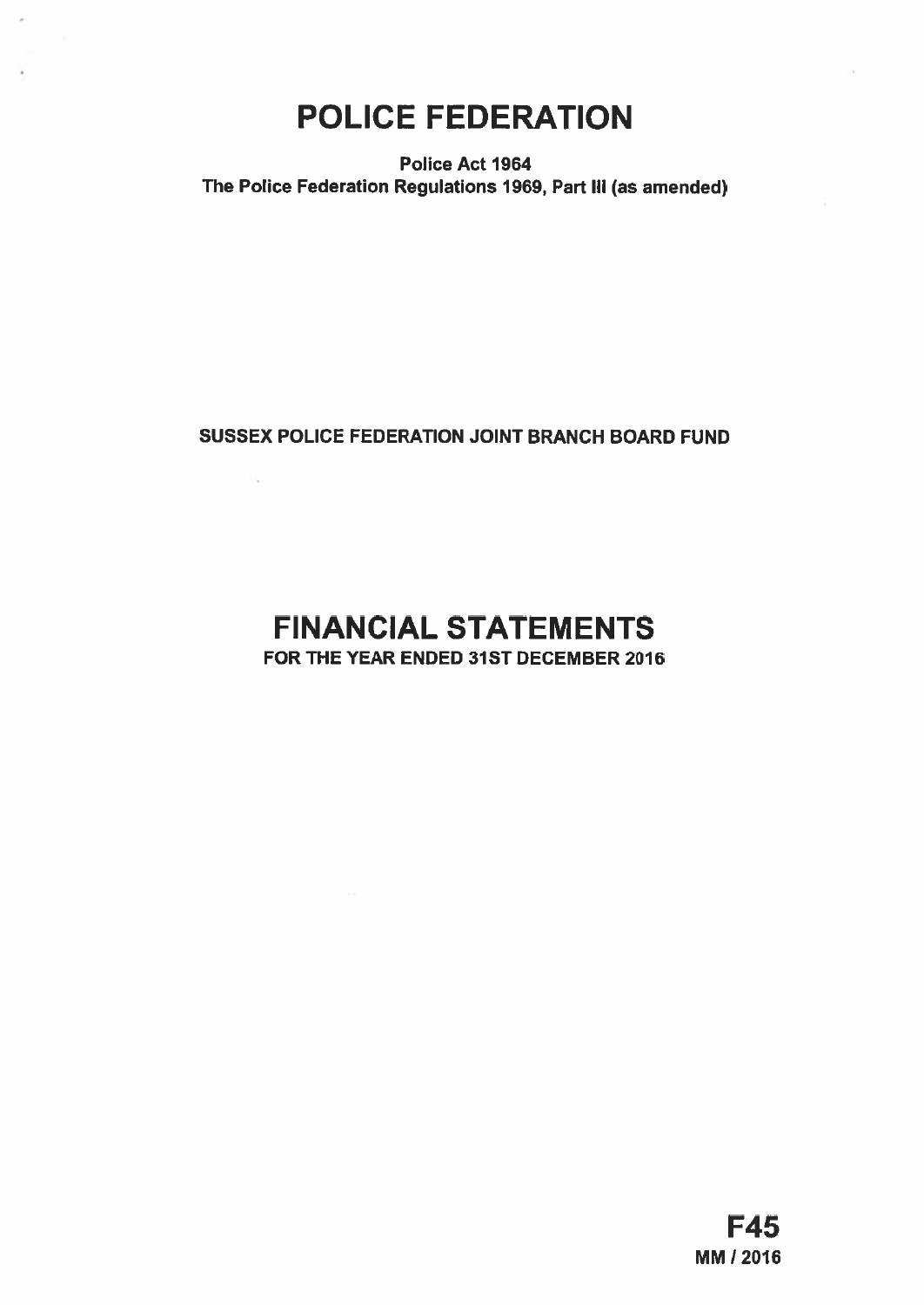# POLICE FEDERATION

**Police Act 1964**
**The Police Federation Regulations 1969, Part III (as amended)**

**SUSSEX POLICE FEDERATION JOINT BRANCH BOARD FUND**

# FINANCIAL STATEMENTS

**FOR THE YEAR ENDED 31ST DECEMBER 2016**

**F45**
**MM / 2016**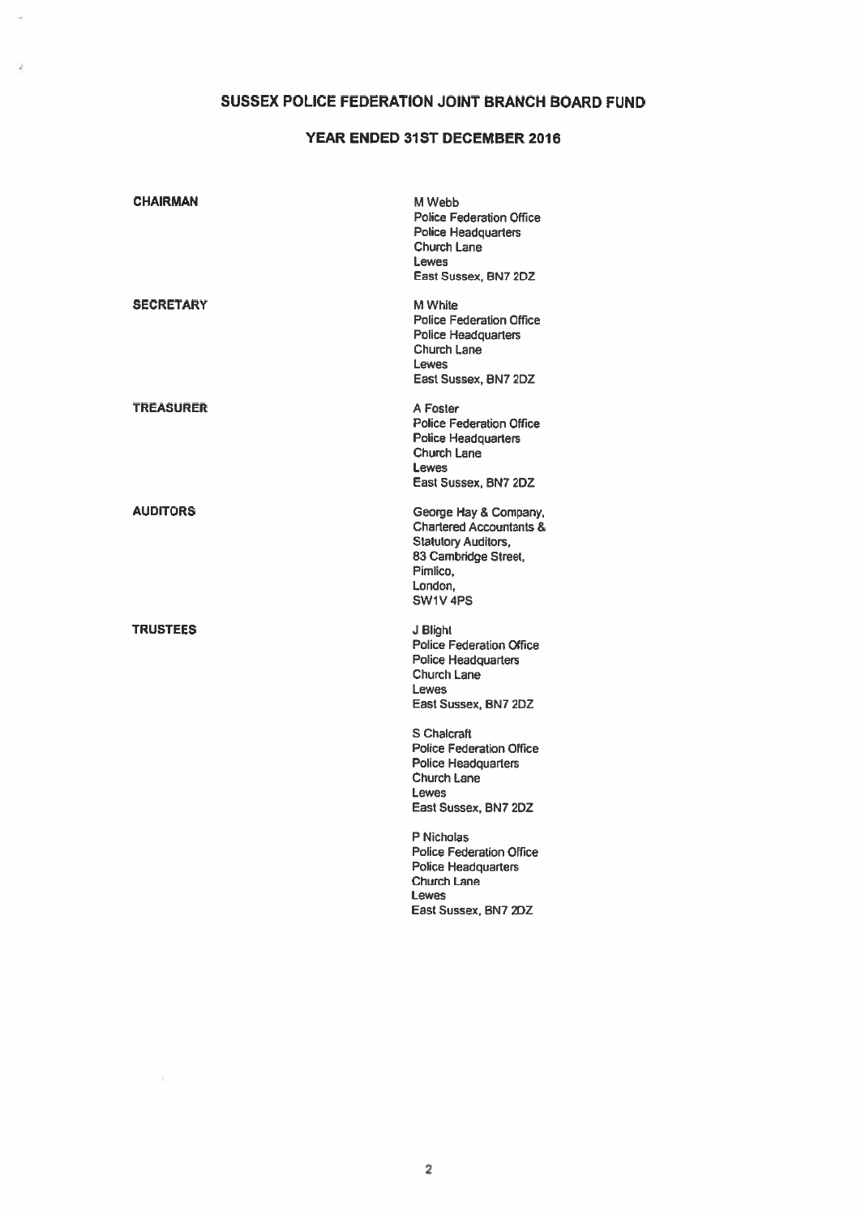# SUSSEX POLICE FEDERATION JOINT BRANCH BOARD FUND

## YEAR ENDED 31ST DECEMBER 2016

**CHAIRMAN**

M Webb
Police Federation Office
Police Headquarters
Church Lane
Lewes
East Sussex, BN7 2DZ

**SECRETARY**

M White
Police Federation Office
Police Headquarters
Church Lane
Lewes
East Sussex, BN7 2DZ

**TREASURER**

A Foster
Police Federation Office
Police Headquarters
Church Lane
Lewes
East Sussex, BN7 2DZ

**AUDITORS**

George Hay & Company,
Chartered Accountants &
Statutory Auditors,
83 Cambridge Street,
Pimlico,
London,
SW1V 4PS

**TRUSTEES**

J Blight
Police Federation Office
Police Headquarters
Church Lane
Lewes
East Sussex, BN7 2DZ

S Chalcraft
Police Federation Office
Police Headquarters
Church Lane
Lewes
East Sussex, BN7 2DZ

P Nicholas
Police Federation Office
Police Headquarters
Church Lane
Lewes
East Sussex, BN7 2DZ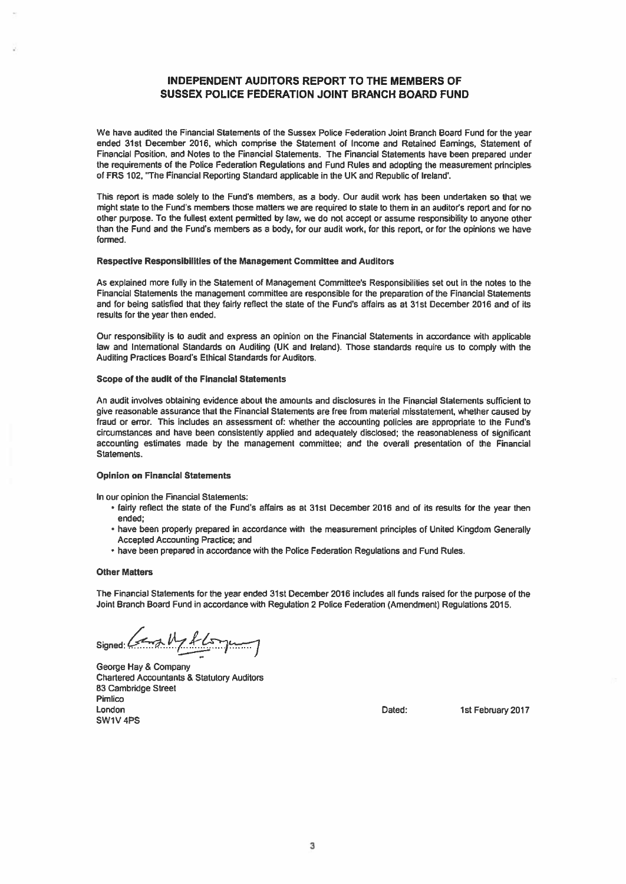# INDEPENDENT AUDITORS REPORT TO THE MEMBERS OF SUSSEX POLICE FEDERATION JOINT BRANCH BOARD FUND

We have audited the Financial Statements of the Sussex Police Federation Joint Branch Board Fund for the year ended 31st December 2016, which comprise the Statement of Income and Retained Earnings, Statement of Financial Position, and Notes to the Financial Statements. The Financial Statements have been prepared under the requirements of the Police Federation Regulations and Fund Rules and adopting the measurement principles of FRS 102, "The Financial Reporting Standard applicable in the UK and Republic of Ireland".

This report is made solely to the Fund's members, as a body. Our audit work has been undertaken so that we might state to the Fund's members those matters we are required to state to them in an auditor's report and for no other purpose. To the fullest extent permitted by law, we do not accept or assume responsibility to anyone other than the Fund and the Fund's members as a body, for our audit work, for this report, or for the opinions we have formed.

### Respective Responsibilities of the Management Committee and Auditors

As explained more fully in the Statement of Management Committee's Responsibilities set out in the notes to the Financial Statements the management committee are responsible for the preparation of the Financial Statements and for being satisfied that they fairly reflect the state of the Fund's affairs as at 31st December 2016 and of its results for the year then ended.

Our responsibility is to audit and express an opinion on the Financial Statements in accordance with applicable law and International Standards on Auditing (UK and Ireland). Those standards require us to comply with the Auditing Practices Board's Ethical Standards for Auditors.

### Scope of the audit of the Financial Statements

An audit involves obtaining evidence about the amounts and disclosures in the Financial Statements sufficient to give reasonable assurance that the Financial Statements are free from material misstatement, whether caused by fraud or error. This includes an assessment of: whether the accounting policies are appropriate to the Fund's circumstances and have been consistently applied and adequately disclosed; the reasonableness of significant accounting estimates made by the management committee; and the overall presentation of the Financial Statements.

### Opinion on Financial Statements

In our opinion the Financial Statements:

- fairly reflect the state of the Fund's affairs as at 31st December 2016 and of its results for the year then ended;
- have been properly prepared in accordance with the measurement principles of United Kingdom Generally Accepted Accounting Practice; and
- have been prepared in accordance with the Police Federation Regulations and Fund Rules.

### Other Matters

The Financial Statements for the year ended 31st December 2016 includes all funds raised for the purpose of the Joint Branch Board Fund in accordance with Regulation 2 Police Federation (Amendment) Regulations 2015.

Signed: George Hay & Company

George Hay & Company
Chartered Accountants & Statutory Auditors
83 Cambridge Street
Pimlico
London
SW1V 4PS

Dated: 1st February 2017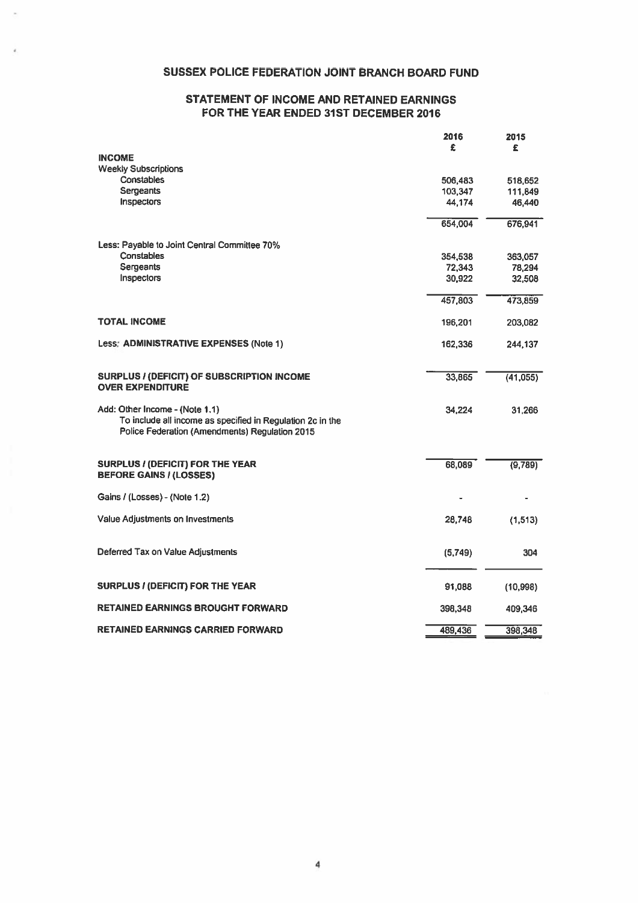# SUSSEX POLICE FEDERATION JOINT BRANCH BOARD FUND

## STATEMENT OF INCOME AND RETAINED EARNINGS FOR THE YEAR ENDED 31ST DECEMBER 2016

| | 2016 £ | 2015 £ |
|---|---|---|
| **INCOME** | | |
| Weekly Subscriptions | | |
| Constables | 506,483 | 518,652 |
| Sergeants | 103,347 | 111,849 |
| Inspectors | 44,174 | 46,440 |
| | 654,004 | 676,941 |
| Less: Payable to Joint Central Committee 70% | | |
| Constables | 354,538 | 363,057 |
| Sergeants | 72,343 | 78,294 |
| Inspectors | 30,922 | 32,508 |
| | 457,803 | 473,859 |
| **TOTAL INCOME** | 196,201 | 203,082 |
| Less: **ADMINISTRATIVE EXPENSES** (Note 1) | 162,336 | 244,137 |
| **SURPLUS / (DEFICIT) OF SUBSCRIPTION INCOME OVER EXPENDITURE** | 33,865 | (41,055) |
| Add: Other Income - (Note 1.1) To include all income as specified in Regulation 2c in the Police Federation (Amendments) Regulation 2015 | 34,224 | 31,266 |
| **SURPLUS / (DEFICIT) FOR THE YEAR BEFORE GAINS / (LOSSES)** | 68,089 | (9,789) |
| Gains / (Losses) - (Note 1.2) | - | - |
| Value Adjustments on Investments | 28,748 | (1,513) |
| Deferred Tax on Value Adjustments | (5,749) | 304 |
| **SURPLUS / (DEFICIT) FOR THE YEAR** | 91,088 | (10,998) |
| **RETAINED EARNINGS BROUGHT FORWARD** | 398,348 | 409,346 |
| **RETAINED EARNINGS CARRIED FORWARD** | 489,436 | 398,348 |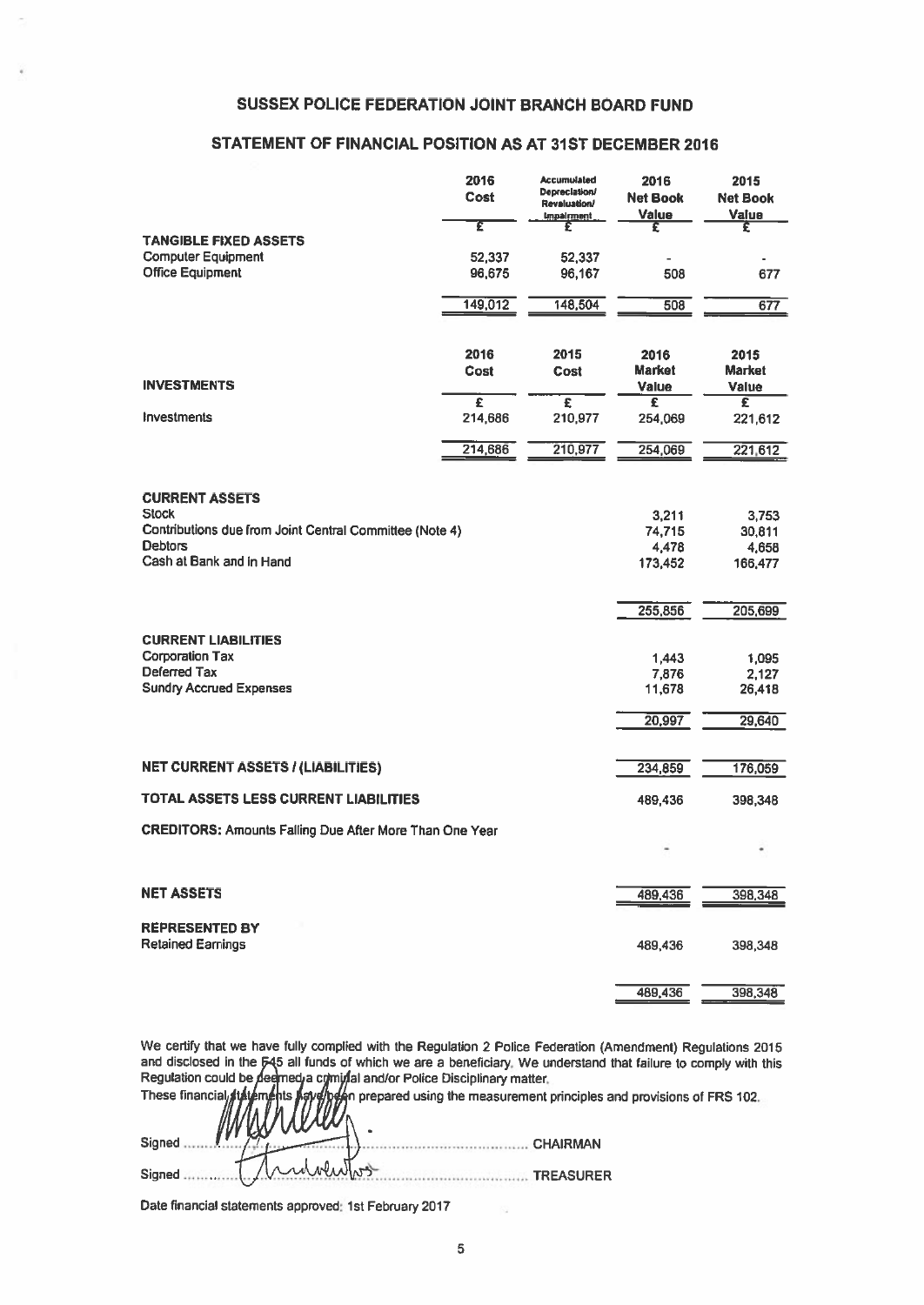# SUSSEX POLICE FEDERATION JOINT BRANCH BOARD FUND

## STATEMENT OF FINANCIAL POSITION AS AT 31ST DECEMBER 2016

| | 2016 Cost | Accumulated Depreciation/ Revaluation/ Impairment | 2016 Net Book Value | 2015 Net Book Value |
|---|---|---|---|---|
| | £ | £ | £ | £ |
| **TANGIBLE FIXED ASSETS** | | | | |
| Computer Equipment | 52,337 | 52,337 | - | - |
| Office Equipment | 96,675 | 96,167 | 508 | 677 |
| | 149,012 | 148,504 | 508 | 677 |

| **INVESTMENTS** | 2016 Cost | 2015 Cost | 2016 Market Value | 2015 Market Value |
|---|---|---|---|---|
| | £ | £ | £ | £ |
| Investments | 214,686 | 210,977 | 254,069 | 221,612 |
| | 214,686 | 210,977 | 254,069 | 221,612 |

| | 2016 | 2015 |
|---|---|---|
| **CURRENT ASSETS** | | |
| Stock | 3,211 | 3,753 |
| Contributions due from Joint Central Committee (Note 4) | 74,715 | 30,811 |
| Debtors | 4,478 | 4,658 |
| Cash at Bank and in Hand | 173,452 | 166,477 |
| | 255,856 | 205,699 |
| **CURRENT LIABILITIES** | | |
| Corporation Tax | 1,443 | 1,095 |
| Deferred Tax | 7,876 | 2,127 |
| Sundry Accrued Expenses | 11,678 | 26,418 |
| | 20,997 | 29,640 |
| **NET CURRENT ASSETS / (LIABILITIES)** | 234,859 | 176,059 |
| **TOTAL ASSETS LESS CURRENT LIABILITIES** | 489,436 | 398,348 |
| **CREDITORS:** Amounts Falling Due After More Than One Year | - | - |
| **NET ASSETS** | 489,436 | 398,348 |
| **REPRESENTED BY** | | |
| Retained Earnings | 489,436 | 398,348 |
| | 489,436 | 398,348 |

We certify that we have fully complied with the Regulation 2 Police Federation (Amendment) Regulations 2015 and disclosed in the F45 all funds of which we are a beneficiary. We understand that failure to comply with this Regulation could be deemed a criminal and/or Police Disciplinary matter.

These financial statements have been prepared using the measurement principles and provisions of FRS 102.

Signed ............................................ CHAIRMAN

Signed ............................................ TREASURER

Date financial statements approved: 1st February 2017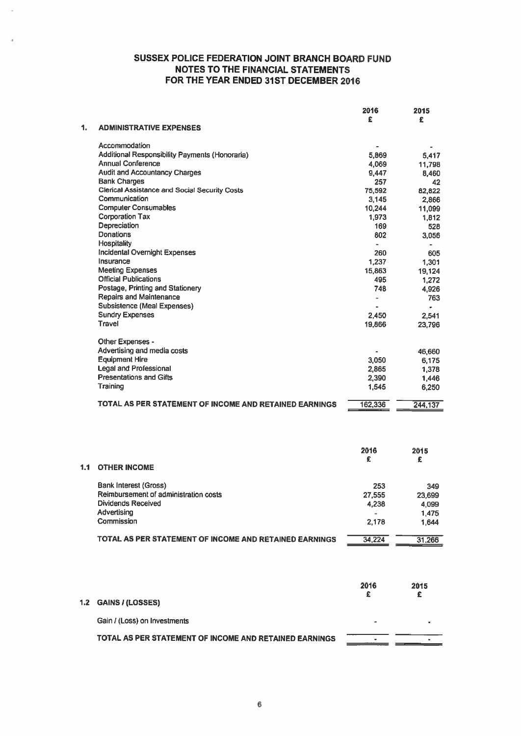# SUSSEX POLICE FEDERATION JOINT BRANCH BOARD FUND
## NOTES TO THE FINANCIAL STATEMENTS
## FOR THE YEAR ENDED 31ST DECEMBER 2016

| | 2016 £ | 2015 £ |
|---|---|---|
| **1. ADMINISTRATIVE EXPENSES** | | |
| Accommodation | - | - |
| Additional Responsibility Payments (Honoraria) | 5,869 | 5,417 |
| Annual Conference | 4,069 | 11,798 |
| Audit and Accountancy Charges | 9,447 | 8,460 |
| Bank Charges | 257 | 42 |
| Clerical Assistance and Social Security Costs | 75,592 | 82,822 |
| Communication | 3,145 | 2,866 |
| Computer Consumables | 10,244 | 11,099 |
| Corporation Tax | 1,973 | 1,812 |
| Depreciation | 169 | 528 |
| Donations | 802 | 3,056 |
| Hospitality | - | - |
| Incidental Overnight Expenses | 260 | 605 |
| Insurance | 1,237 | 1,301 |
| Meeting Expenses | 15,863 | 19,124 |
| Official Publications | 495 | 1,272 |
| Postage, Printing and Stationery | 748 | 4,926 |
| Repairs and Maintenance | - | 763 |
| Subsistence (Meal Expenses) | - | - |
| Sundry Expenses | 2,450 | 2,541 |
| Travel | 19,866 | 23,796 |
| Other Expenses - | | |
| Advertising and media costs | - | 46,660 |
| Equipment Hire | 3,050 | 6,175 |
| Legal and Professional | 2,865 | 1,378 |
| Presentations and Gifts | 2,390 | 1,446 |
| Training | 1,545 | 6,250 |
| **TOTAL AS PER STATEMENT OF INCOME AND RETAINED EARNINGS** | 162,336 | 244,137 |

| | 2016 £ | 2015 £ |
|---|---|---|
| **1.1 OTHER INCOME** | | |
| Bank Interest (Gross) | 253 | 349 |
| Reimbursement of administration costs | 27,555 | 23,699 |
| Dividends Received | 4,238 | 4,099 |
| Advertising | - | 1,475 |
| Commission | 2,178 | 1,644 |
| **TOTAL AS PER STATEMENT OF INCOME AND RETAINED EARNINGS** | 34,224 | 31,266 |

| | 2016 £ | 2015 £ |
|---|---|---|
| **1.2 GAINS / (LOSSES)** | | |
| Gain / (Loss) on Investments | - | - |
| **TOTAL AS PER STATEMENT OF INCOME AND RETAINED EARNINGS** | - | - |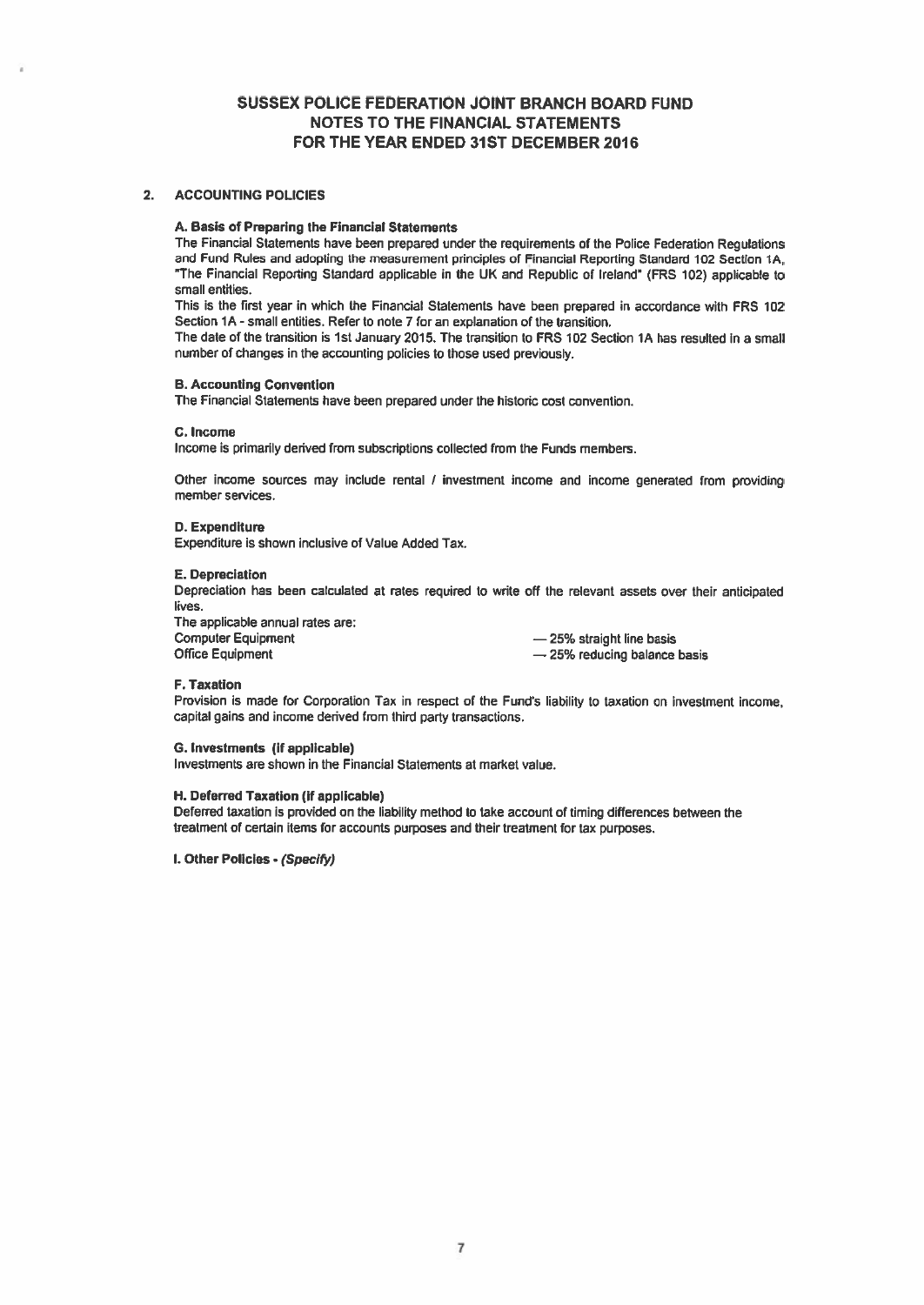# SUSSEX POLICE FEDERATION JOINT BRANCH BOARD FUND
## NOTES TO THE FINANCIAL STATEMENTS
## FOR THE YEAR ENDED 31ST DECEMBER 2016

### 2. ACCOUNTING POLICIES

**A. Basis of Preparing the Financial Statements**

The Financial Statements have been prepared under the requirements of the Police Federation Regulations and Fund Rules and adopting the measurement principles of Financial Reporting Standard 102 Section 1A, "The Financial Reporting Standard applicable in the UK and Republic of Ireland" (FRS 102) applicable to small entities.

This is the first year in which the Financial Statements have been prepared in accordance with FRS 102 Section 1A - small entities. Refer to note 7 for an explanation of the transition.

The date of the transition is 1st January 2015. The transition to FRS 102 Section 1A has resulted in a small number of changes in the accounting policies to those used previously.

**B. Accounting Convention**

The Financial Statements have been prepared under the historic cost convention.

**C. Income**

Income is primarily derived from subscriptions collected from the Funds members.

Other income sources may include rental / investment income and income generated from providing member services.

**D. Expenditure**

Expenditure is shown inclusive of Value Added Tax.

**E. Depreciation**

Depreciation has been calculated at rates required to write off the relevant assets over their anticipated lives.

The applicable annual rates are:

| | |
|---|---|
| Computer Equipment | — 25% straight line basis |
| Office Equipment | — 25% reducing balance basis |

**F. Taxation**

Provision is made for Corporation Tax in respect of the Fund's liability to taxation on investment income, capital gains and income derived from third party transactions.

**G. Investments (If applicable)**

Investments are shown in the Financial Statements at market value.

**H. Deferred Taxation (If applicable)**

Deferred taxation is provided on the liability method to take account of timing differences between the treatment of certain items for accounts purposes and their treatment for tax purposes.

**I. Other Policies - *(Specify)***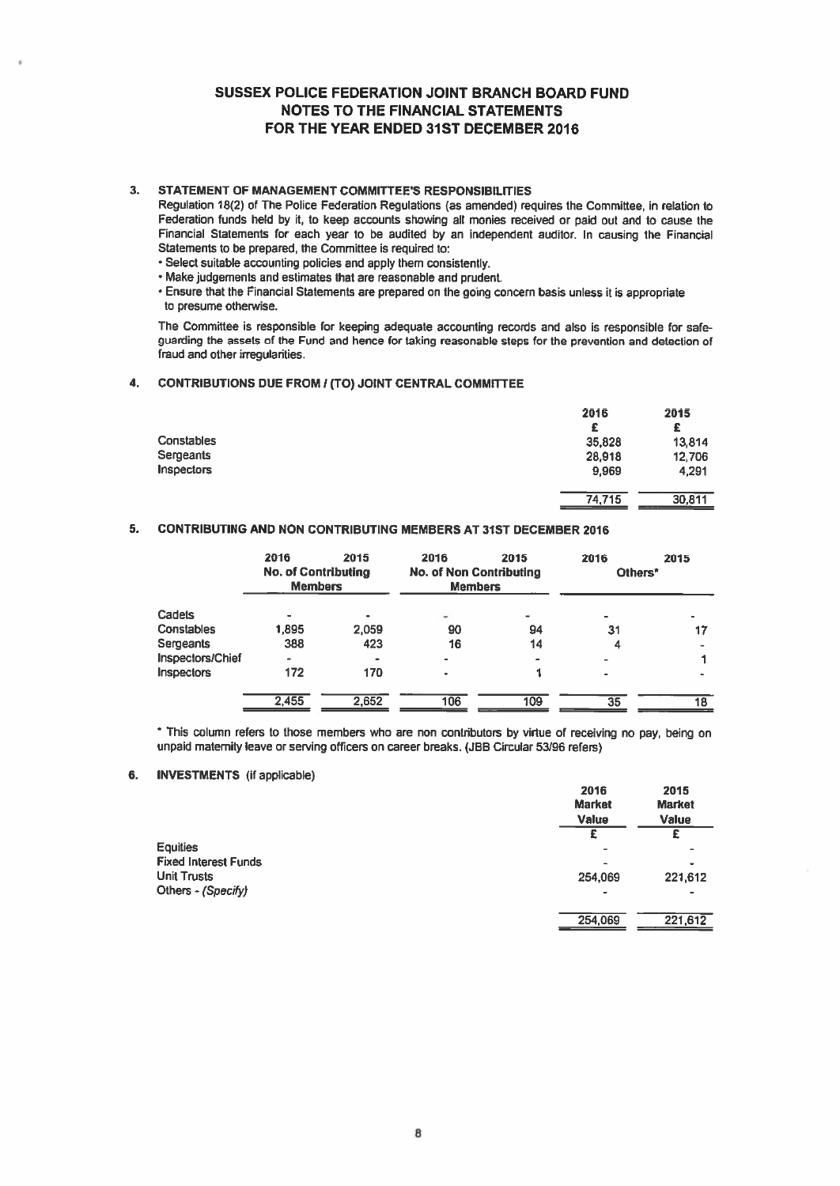# SUSSEX POLICE FEDERATION JOINT BRANCH BOARD FUND
# NOTES TO THE FINANCIAL STATEMENTS
# FOR THE YEAR ENDED 31ST DECEMBER 2016

## 3. STATEMENT OF MANAGEMENT COMMITTEE'S RESPONSIBILITIES

Regulation 18(2) of The Police Federation Regulations (as amended) requires the Committee, in relation to Federation funds held by it, to keep accounts showing all monies received or paid out and to cause the Financial Statements for each year to be audited by an independent auditor. In causing the Financial Statements to be prepared, the Committee is required to:

- Select suitable accounting policies and apply them consistently.
- Make judgements and estimates that are reasonable and prudent.
- Ensure that the Financial Statements are prepared on the going concern basis unless it is appropriate to presume otherwise.

The Committee is responsible for keeping adequate accounting records and also is responsible for safe-guarding the assets of the Fund and hence for taking reasonable steps for the prevention and detection of fraud and other irregularities.

## 4. CONTRIBUTIONS DUE FROM / (TO) JOINT CENTRAL COMMITTEE

| | 2016 | 2015 |
|---|---|---|
| | £ | £ |
| Constables | 35,828 | 13,814 |
| Sergeants | 28,918 | 12,706 |
| Inspectors | 9,969 | 4,291 |
| | 74,715 | 30,811 |

## 5. CONTRIBUTING AND NON CONTRIBUTING MEMBERS AT 31ST DECEMBER 2016

| | 2016 | 2015 | 2016 | 2015 | 2016 | 2015 |
|---|---|---|---|---|---|---|
| | No. of Contributing Members | | No. of Non Contributing Members | | Others* | |
| Cadets | - | - | - | - | - | - |
| Constables | 1,895 | 2,059 | 90 | 94 | 31 | 17 |
| Sergeants | 388 | 423 | 16 | 14 | 4 | - |
| Inspectors/Chief | - | - | - | - | - | 1 |
| Inspectors | 172 | 170 | - | 1 | - | - |
| | 2,455 | 2,652 | 106 | 109 | 35 | 18 |

\* This column refers to those members who are non contributors by virtue of receiving no pay, being on unpaid maternity leave or serving officers on career breaks. (JBB Circular 53/96 refers)

## 6. INVESTMENTS (if applicable)

| | 2016 Market Value | 2015 Market Value |
|---|---|---|
| | £ | £ |
| Equities | - | - |
| Fixed Interest Funds | - | - |
| Unit Trusts | 254,069 | 221,612 |
| Others - *(Specify)* | - | - |
| | 254,069 | 221,612 |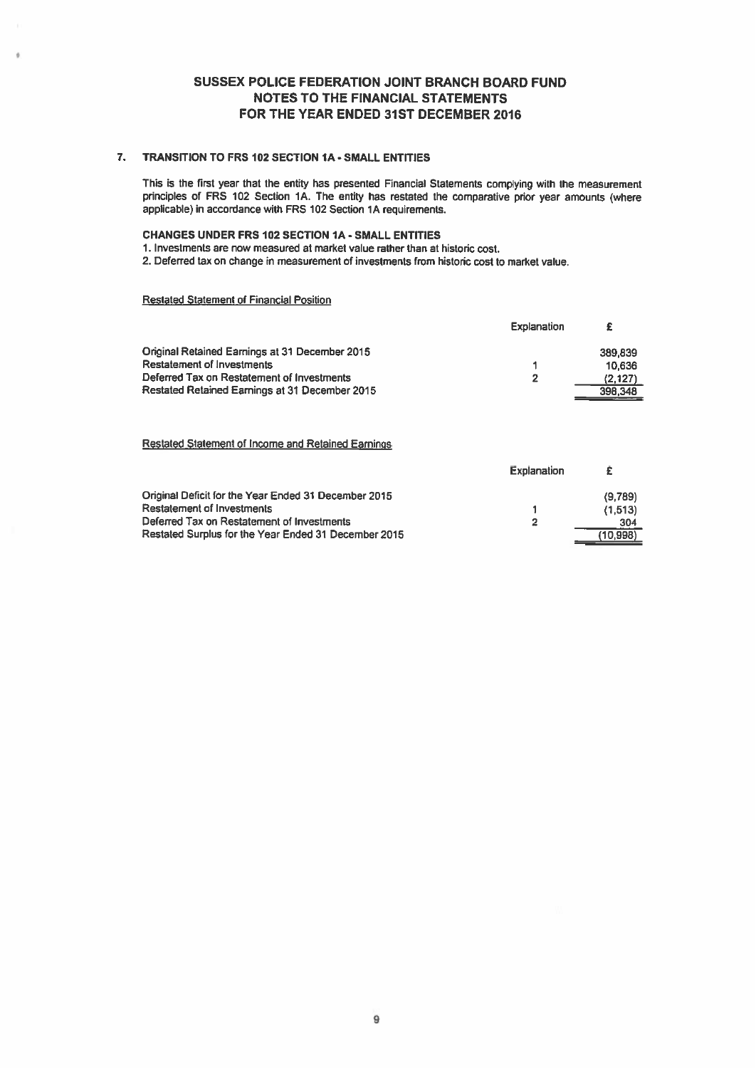# SUSSEX POLICE FEDERATION JOINT BRANCH BOARD FUND
## NOTES TO THE FINANCIAL STATEMENTS
## FOR THE YEAR ENDED 31ST DECEMBER 2016

### 7. TRANSITION TO FRS 102 SECTION 1A - SMALL ENTITIES

This is the first year that the entity has presented Financial Statements complying with the measurement principles of FRS 102 Section 1A. The entity has restated the comparative prior year amounts (where applicable) in accordance with FRS 102 Section 1A requirements.

**CHANGES UNDER FRS 102 SECTION 1A - SMALL ENTITIES**

1. Investments are now measured at market value rather than at historic cost.
2. Deferred tax on change in measurement of investments from historic cost to market value.

Restated Statement of Financial Position

| | Explanation | £ |
|---|---|---|
| Original Retained Earnings at 31 December 2015 | | 389,839 |
| Restatement of Investments | 1 | 10,636 |
| Deferred Tax on Restatement of Investments | 2 | (2,127) |
| Restated Retained Earnings at 31 December 2015 | | 398,348 |

Restated Statement of Income and Retained Earnings

| | Explanation | £ |
|---|---|---|
| Original Deficit for the Year Ended 31 December 2015 | | (9,789) |
| Restatement of Investments | 1 | (1,513) |
| Deferred Tax on Restatement of Investments | 2 | 304 |
| Restated Surplus for the Year Ended 31 December 2015 | | (10,998) |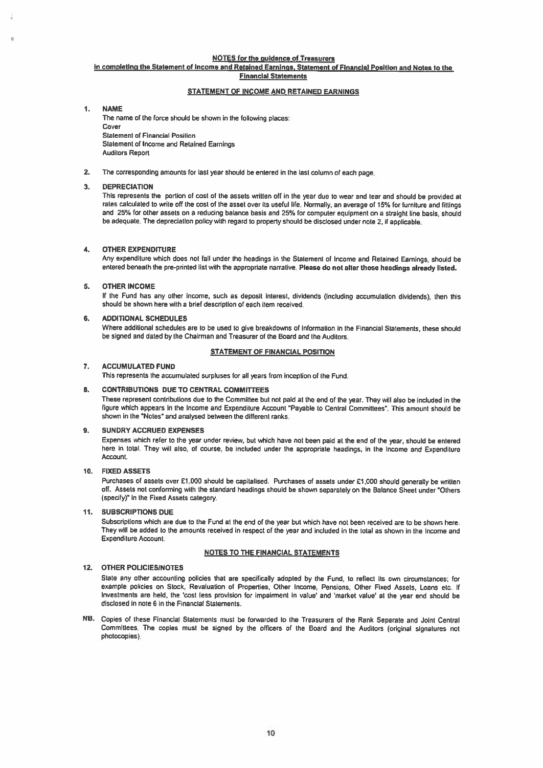**NOTES for the guidance of Treasurers**
**in completing the Statement of Income and Retained Earnings, Statement of Financial Position and Notes to the Financial Statements**

## STATEMENT OF INCOME AND RETAINED EARNINGS

**1. NAME**

The name of the force should be shown in the following places:
Cover
Statement of Financial Position
Statement of Income and Retained Earnings
Auditors Report

**2.** The corresponding amounts for last year should be entered in the last column of each page.

**3. DEPRECIATION**

This represents the portion of cost of the assets written off in the year due to wear and tear and should be provided at rates calculated to write off the cost of the asset over its useful life. Normally, an average of 15% for furniture and fittings and 25% for other assets on a reducing balance basis and 25% for computer equipment on a straight line basis, should be adequate. The depreciation policy with regard to property should be disclosed under note 2, if applicable.

**4. OTHER EXPENDITURE**

Any expenditure which does not fall under the headings in the Statement of Income and Retained Earnings, should be entered beneath the pre-printed list with the appropriate narrative. **Please do not alter those headings already listed.**

**5. OTHER INCOME**

If the Fund has any other income, such as deposit interest, dividends (including accumulation dividends), then this should be shown here with a brief description of each item received.

**6. ADDITIONAL SCHEDULES**

Where additional schedules are to be used to give breakdowns of information in the Financial Statements, these should be signed and dated by the Chairman and Treasurer of the Board and the Auditors.

## STATEMENT OF FINANCIAL POSITION

**7. ACCUMULATED FUND**

This represents the accumulated surpluses for all years from inception of the Fund.

**8. CONTRIBUTIONS DUE TO CENTRAL COMMITTEES**

These represent contributions due to the Committee but not paid at the end of the year. They will also be included in the figure which appears in the Income and Expenditure Account "Payable to Central Committees". This amount should be shown in the "Notes" and analysed between the different ranks.

**9. SUNDRY ACCRUED EXPENSES**

Expenses which refer to the year under review, but which have not been paid at the end of the year, should be entered here in total. They will also, of course, be included under the appropriate headings, in the Income and Expenditure Account.

**10. FIXED ASSETS**

Purchases of assets over £1,000 should be capitalised. Purchases of assets under £1,000 should generally be written off. Assets not conforming with the standard headings should be shown separately on the Balance Sheet under "Others (specify)" in the Fixed Assets category.

**11. SUBSCRIPTIONS DUE**

Subscriptions which are due to the Fund at the end of the year but which have not been received are to be shown here. They will be added to the amounts received in respect of the year and included in the total as shown in the Income and Expenditure Account.

## NOTES TO THE FINANCIAL STATEMENTS

**12. OTHER POLICIES/NOTES**

State any other accounting policies that are specifically adopted by the Fund, to reflect its own circumstances; for example policies on Stock, Revaluation of Properties, Other Income, Pensions, Other Fixed Assets, Loans etc. If investments are held, the 'cost less provision for impairment in value' and 'market value' at the year end should be disclosed in note 6 in the Financial Statements.

**NB.** Copies of these Financial Statements must be forwarded to the Treasurers of the Rank Separate and Joint Central Committees. The copies must be signed by the officers of the Board and the Auditors (original signatures not photocopies).